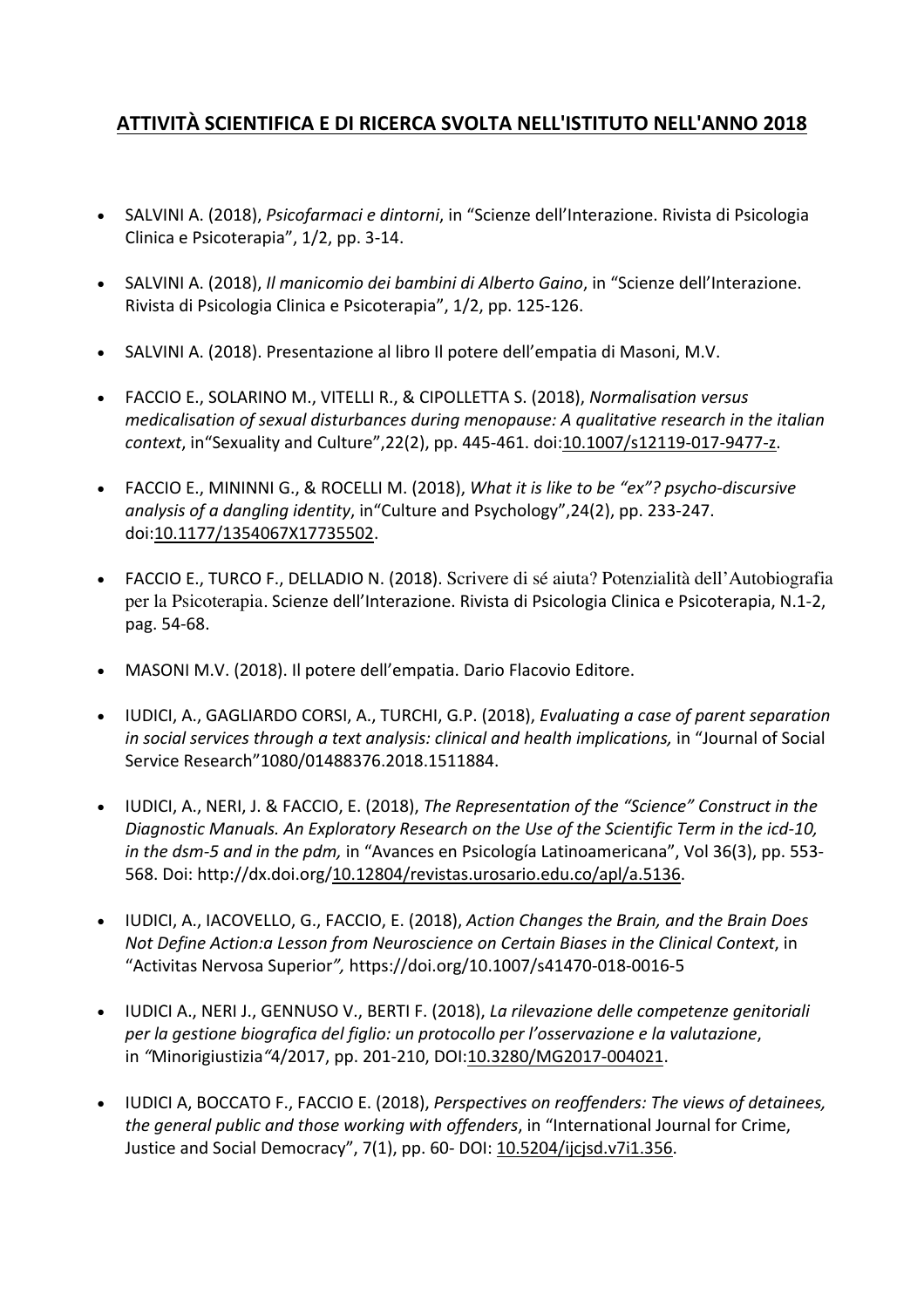## ATTIVITÀ SCIENTIFICA E DI RICERCA SVOLTA NELL'ISTITUTO NELL'ANNO 2018

- SALVINI A. (2018), *Psicofarmaci e dintorni*, in "Scienze dell'Interazione. Rivista di Psicologia Clinica e Psicoterapia", 1/2, pp. 3-14.

- SALVINI A. (2018), *Il manicomio dei bambini di Alberto Gaino*, in "Scienze dell'Interazione. Rivista di Psicologia Clinica e Psicoterapia", 1/2, pp. 125-126.

- SALVINI A. (2018). Presentazione al libro Il potere dell'empatia di Masoni, M.V.

- FACCIO E., SOLARINO M., VITELLI R., & CIPOLLETTA S. (2018), *Normalisation versus medicalisation of sexual disturbances during menopause: A qualitative research in the italian context*, in"Sexuality and Culture",22(2), pp. 445-461. doi:10.1007/s12119-017-9477-z.

- FACCIO E., MININNI G., & ROCELLI M. (2018), *What it is like to be "ex"? psycho-discursive analysis of a dangling identity*, in"Culture and Psychology",24(2), pp. 233-247. doi:10.1177/1354067X17735502.

- FACCIO E., TURCO F., DELLADIO N. (2018). Scrivere di sé aiuta? Potenzialità dell'Autobiografia per la Psicoterapia. Scienze dell'Interazione. Rivista di Psicologia Clinica e Psicoterapia, N.1-2, pag. 54-68.

- MASONI M.V. (2018). Il potere dell'empatia. Dario Flacovio Editore.

- IUDICI, A., GAGLIARDO CORSI, A., TURCHI, G.P. (2018), *Evaluating a case of parent separation in social services through a text analysis: clinical and health implications,* in "Journal of Social Service Research"1080/01488376.2018.1511884.

- IUDICI, A., NERI, J. & FACCIO, E. (2018), *The Representation of the "Science" Construct in the Diagnostic Manuals. An Exploratory Research on the Use of the Scientific Term in the icd-10, in the dsm-5 and in the pdm,* in "Avances en Psicología Latinoamericana", Vol 36(3), pp. 553-568. Doi: http://dx.doi.org/10.12804/revistas.urosario.edu.co/apl/a.5136.

- IUDICI, A., IACOVELLO, G., FACCIO, E. (2018), *Action Changes the Brain, and the Brain Does Not Define Action:a Lesson from Neuroscience on Certain Biases in the Clinical Context*, in "Activitas Nervosa Superior*",* https://doi.org/10.1007/s41470-018-0016-5

- IUDICI A., NERI J., GENNUSO V., BERTI F. (2018), *La rilevazione delle competenze genitoriali per la gestione biografica del figlio: un protocollo per l'osservazione e la valutazione*, in *"*Minorigiustizia*"*4/2017, pp. 201-210, DOI:10.3280/MG2017-004021.

- IUDICI A, BOCCATO F., FACCIO E. (2018), *Perspectives on reoffenders: The views of detainees, the general public and those working with offenders*, in "International Journal for Crime, Justice and Social Democracy", 7(1), pp. 60- DOI: 10.5204/ijcjsd.v7i1.356.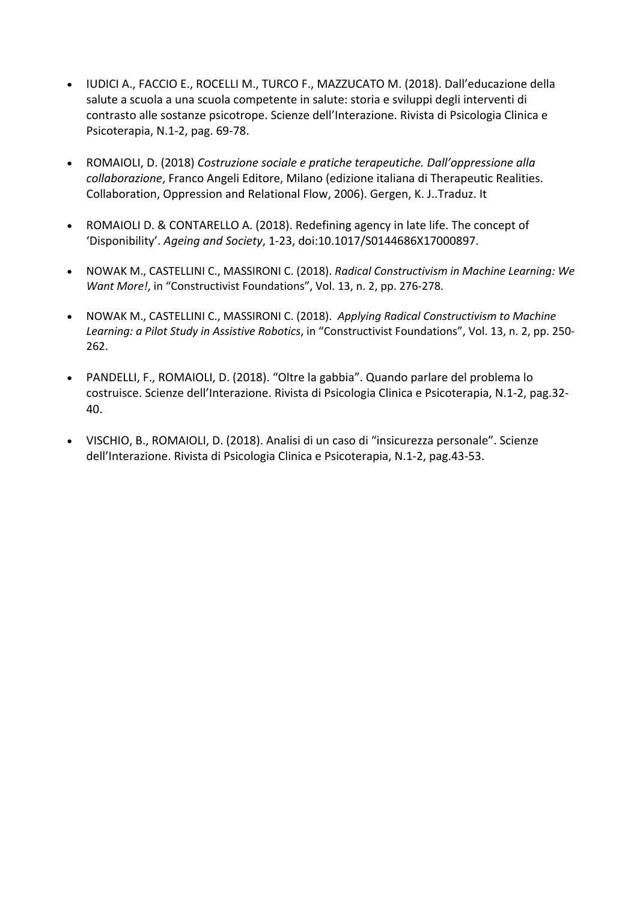- IUDICI A., FACCIO E., ROCELLI M., TURCO F., MAZZUCATO M. (2018). Dall'educazione della salute a scuola a una scuola competente in salute: storia e sviluppi degli interventi di contrasto alle sostanze psicotrope. Scienze dell'Interazione. Rivista di Psicologia Clinica e Psicoterapia, N.1-2, pag. 69-78.

- ROMAIOLI, D. (2018) *Costruzione sociale e pratiche terapeutiche. Dall'oppressione alla collaborazione*, Franco Angeli Editore, Milano (edizione italiana di Therapeutic Realities. Collaboration, Oppression and Relational Flow, 2006). Gergen, K. J..Traduz. It

- ROMAIOLI D. & CONTARELLO A. (2018). Redefining agency in late life. The concept of 'Disponibility'. *Ageing and Society*, 1-23, doi:10.1017/S0144686X17000897.

- NOWAK M., CASTELLINI C., MASSIRONI C. (2018). *Radical Constructivism in Machine Learning: We Want More!*, in "Constructivist Foundations", Vol. 13, n. 2, pp. 276-278.

- NOWAK M., CASTELLINI C., MASSIRONI C. (2018). *Applying Radical Constructivism to Machine Learning: a Pilot Study in Assistive Robotics*, in "Constructivist Foundations", Vol. 13, n. 2, pp. 250-262.

- PANDELLI, F., ROMAIOLI, D. (2018). "Oltre la gabbia". Quando parlare del problema lo costruisce. Scienze dell'Interazione. Rivista di Psicologia Clinica e Psicoterapia, N.1-2, pag.32-40.

- VISCHIO, B., ROMAIOLI, D. (2018). Analisi di un caso di "insicurezza personale". Scienze dell'Interazione. Rivista di Psicologia Clinica e Psicoterapia, N.1-2, pag.43-53.